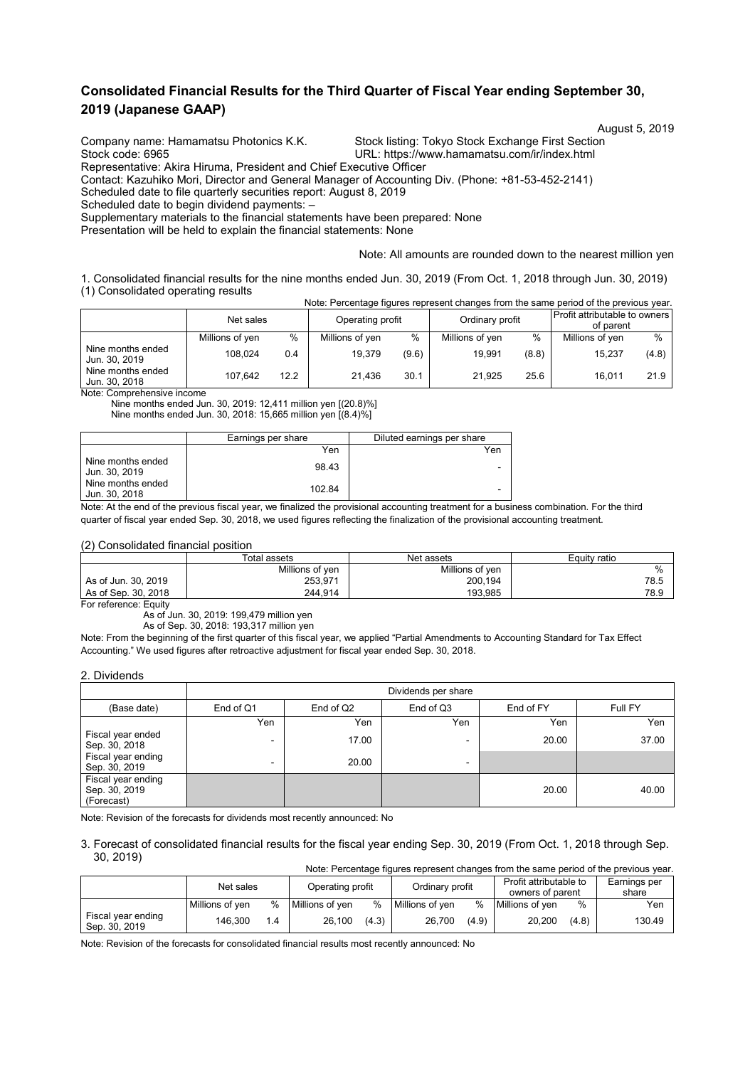# Consolidated Financial Results for the Third Quarter of Fiscal Year ending September 30, 2019 (Japanese GAAP)

August 5, 2019

Company name: Hamamatsu Photonics K.K. Stock listing: Tokyo Stock Exchange First Section
Stock code: 6965 URL: https://www.hamamatsu.com/ir/index.html
Representative: Akira Hiruma, President and Chief Executive Officer
Contact: Kazuhiko Mori, Director and General Manager of Accounting Div. (Phone: +81-53-452-2141)
Scheduled date to file quarterly securities report: August 8, 2019
Scheduled date to begin dividend payments: –
Supplementary materials to the financial statements have been prepared: None
Presentation will be held to explain the financial statements: None

Note: All amounts are rounded down to the nearest million yen

1. Consolidated financial results for the nine months ended Jun. 30, 2019 (From Oct. 1, 2018 through Jun. 30, 2019)
(1) Consolidated operating results

Note: Percentage figures represent changes from the same period of the previous year.

| | Net sales | | Operating profit | | Ordinary profit | | Profit attributable to owners of parent | |
|---|---|---|---|---|---|---|---|---|
| | Millions of yen | % | Millions of yen | % | Millions of yen | % | Millions of yen | % |
| Nine months ended Jun. 30, 2019 | 108,024 | 0.4 | 19,379 | (9.6) | 19,991 | (8.8) | 15,237 | (4.8) |
| Nine months ended Jun. 30, 2018 | 107,642 | 12.2 | 21,436 | 30.1 | 21,925 | 25.6 | 16,011 | 21.9 |

Note: Comprehensive income
Nine months ended Jun. 30, 2019: 12,411 million yen [(20.8)%]
Nine months ended Jun. 30, 2018: 15,665 million yen [(8.4)%]

| | Earnings per share | Diluted earnings per share |
|---|---|---|
| | Yen | Yen |
| Nine months ended Jun. 30, 2019 | 98.43 | - |
| Nine months ended Jun. 30, 2018 | 102.84 | - |

Note: At the end of the previous fiscal year, we finalized the provisional accounting treatment for a business combination. For the third quarter of fiscal year ended Sep. 30, 2018, we used figures reflecting the finalization of the provisional accounting treatment.

(2) Consolidated financial position

| | Total assets | Net assets | Equity ratio |
|---|---|---|---|
| | Millions of yen | Millions of yen | % |
| As of Jun. 30, 2019 | 253,971 | 200,194 | 78.5 |
| As of Sep. 30, 2018 | 244,914 | 193,985 | 78.9 |

For reference: Equity
As of Jun. 30, 2019: 199,479 million yen
As of Sep. 30, 2018: 193,317 million yen

Note: From the beginning of the first quarter of this fiscal year, we applied "Partial Amendments to Accounting Standard for Tax Effect Accounting." We used figures after retroactive adjustment for fiscal year ended Sep. 30, 2018.

2. Dividends

| | Dividends per share | | | | |
|---|---|---|---|---|---|
| (Base date) | End of Q1 | End of Q2 | End of Q3 | End of FY | Full FY |
| | Yen | Yen | Yen | Yen | Yen |
| Fiscal year ended Sep. 30, 2018 | - | 17.00 | - | 20.00 | 37.00 |
| Fiscal year ending Sep. 30, 2019 | - | 20.00 | - | | |
| Fiscal year ending Sep. 30, 2019 (Forecast) | | | | 20.00 | 40.00 |

Note: Revision of the forecasts for dividends most recently announced: No

3. Forecast of consolidated financial results for the fiscal year ending Sep. 30, 2019 (From Oct. 1, 2018 through Sep. 30, 2019)

Note: Percentage figures represent changes from the same period of the previous year.

| | Net sales | | Operating profit | | Ordinary profit | | Profit attributable to owners of parent | | Earnings per share |
|---|---|---|---|---|---|---|---|---|---|
| | Millions of yen | % | Millions of yen | % | Millions of yen | % | Millions of yen | % | Yen |
| Fiscal year ending Sep. 30, 2019 | 146,300 | 1.4 | 26,100 | (4.3) | 26,700 | (4.9) | 20,200 | (4.8) | 130.49 |

Note: Revision of the forecasts for consolidated financial results most recently announced: No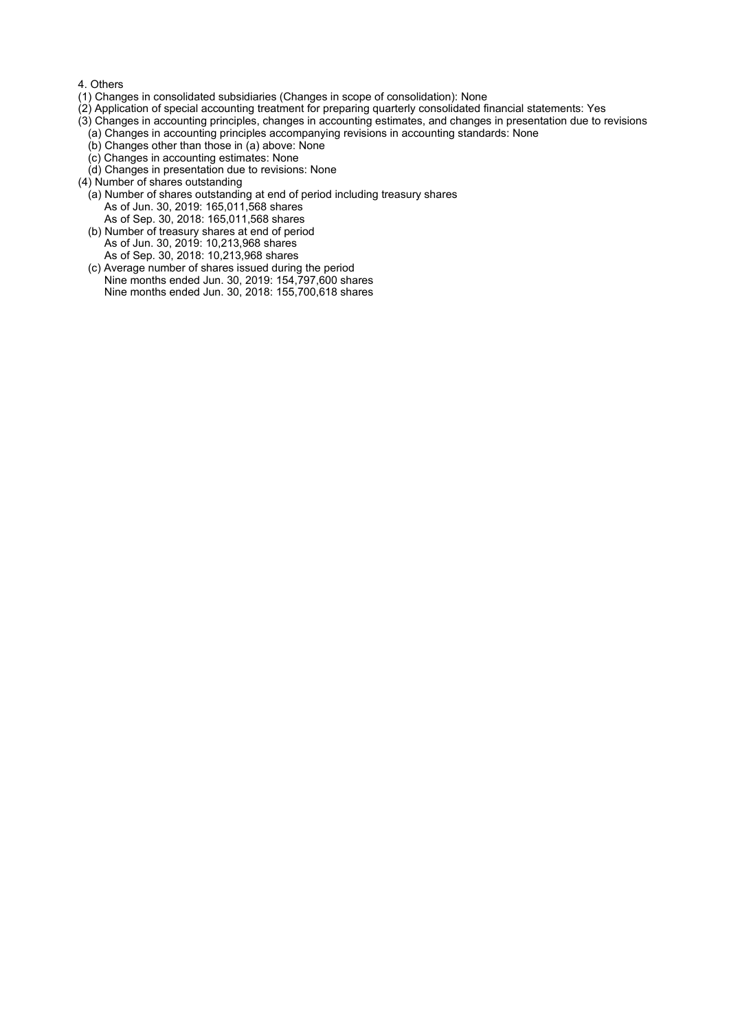4. Others

(1) Changes in consolidated subsidiaries (Changes in scope of consolidation): None

(2) Application of special accounting treatment for preparing quarterly consolidated financial statements: Yes

(3) Changes in accounting principles, changes in accounting estimates, and changes in presentation due to revisions

- (a) Changes in accounting principles accompanying revisions in accounting standards: None
- (b) Changes other than those in (a) above: None
- (c) Changes in accounting estimates: None
- (d) Changes in presentation due to revisions: None

(4) Number of shares outstanding

- (a) Number of shares outstanding at end of period including treasury shares
  - As of Jun. 30, 2019: 165,011,568 shares
  - As of Sep. 30, 2018: 165,011,568 shares
- (b) Number of treasury shares at end of period
  - As of Jun. 30, 2019: 10,213,968 shares
  - As of Sep. 30, 2018: 10,213,968 shares
- (c) Average number of shares issued during the period
  - Nine months ended Jun. 30, 2019: 154,797,600 shares
  - Nine months ended Jun. 30, 2018: 155,700,618 shares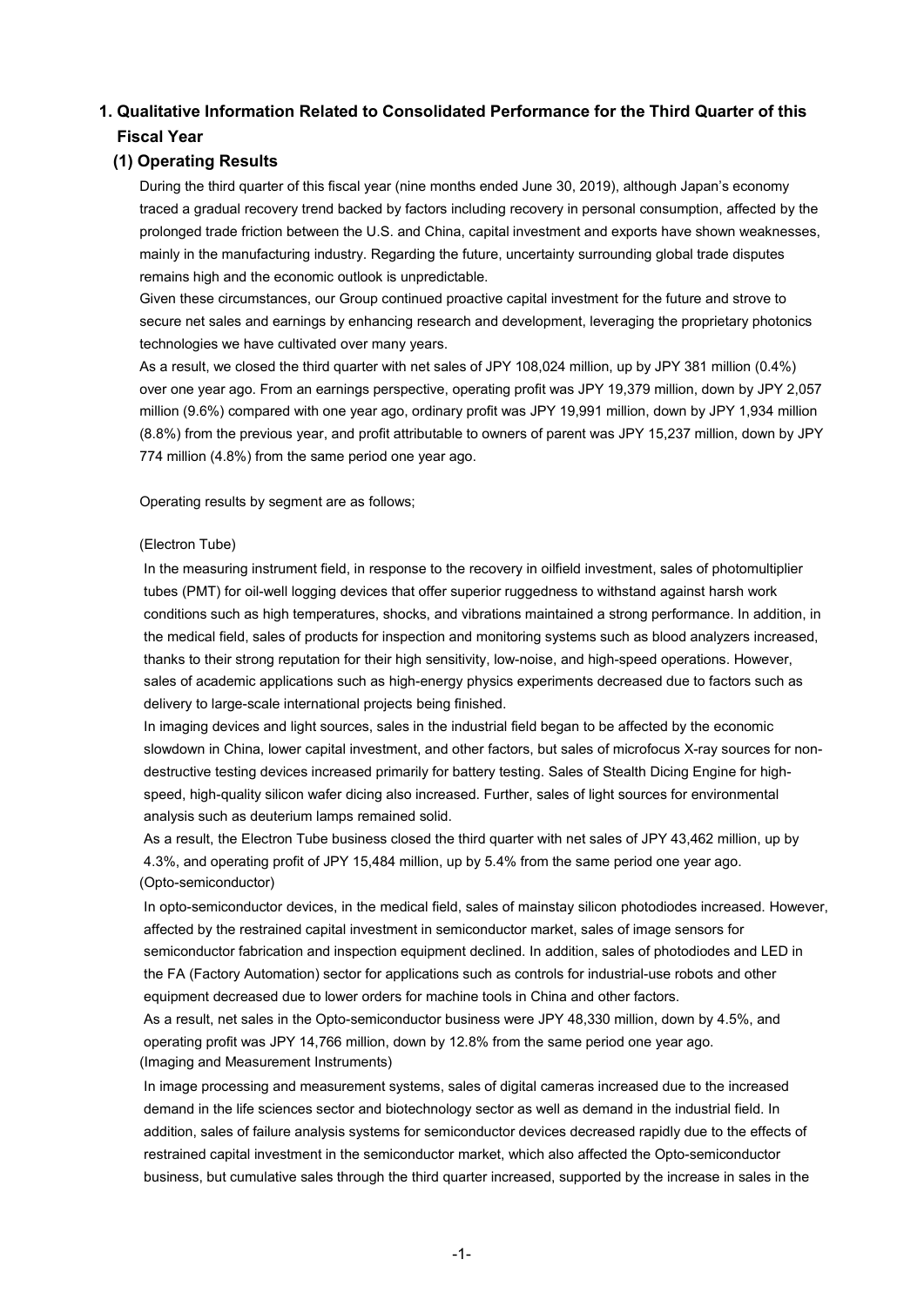## 1. Qualitative Information Related to Consolidated Performance for the Third Quarter of this Fiscal Year

### (1) Operating Results

During the third quarter of this fiscal year (nine months ended June 30, 2019), although Japan's economy traced a gradual recovery trend backed by factors including recovery in personal consumption, affected by the prolonged trade friction between the U.S. and China, capital investment and exports have shown weaknesses, mainly in the manufacturing industry. Regarding the future, uncertainty surrounding global trade disputes remains high and the economic outlook is unpredictable.

Given these circumstances, our Group continued proactive capital investment for the future and strove to secure net sales and earnings by enhancing research and development, leveraging the proprietary photonics technologies we have cultivated over many years.

As a result, we closed the third quarter with net sales of JPY 108,024 million, up by JPY 381 million (0.4%) over one year ago. From an earnings perspective, operating profit was JPY 19,379 million, down by JPY 2,057 million (9.6%) compared with one year ago, ordinary profit was JPY 19,991 million, down by JPY 1,934 million (8.8%) from the previous year, and profit attributable to owners of parent was JPY 15,237 million, down by JPY 774 million (4.8%) from the same period one year ago.

Operating results by segment are as follows;

(Electron Tube)

In the measuring instrument field, in response to the recovery in oilfield investment, sales of photomultiplier tubes (PMT) for oil-well logging devices that offer superior ruggedness to withstand against harsh work conditions such as high temperatures, shocks, and vibrations maintained a strong performance. In addition, in the medical field, sales of products for inspection and monitoring systems such as blood analyzers increased, thanks to their strong reputation for their high sensitivity, low-noise, and high-speed operations. However, sales of academic applications such as high-energy physics experiments decreased due to factors such as delivery to large-scale international projects being finished.

In imaging devices and light sources, sales in the industrial field began to be affected by the economic slowdown in China, lower capital investment, and other factors, but sales of microfocus X-ray sources for non-destructive testing devices increased primarily for battery testing. Sales of Stealth Dicing Engine for high-speed, high-quality silicon wafer dicing also increased. Further, sales of light sources for environmental analysis such as deuterium lamps remained solid.

As a result, the Electron Tube business closed the third quarter with net sales of JPY 43,462 million, up by 4.3%, and operating profit of JPY 15,484 million, up by 5.4% from the same period one year ago.

(Opto-semiconductor)

In opto-semiconductor devices, in the medical field, sales of mainstay silicon photodiodes increased. However, affected by the restrained capital investment in semiconductor market, sales of image sensors for semiconductor fabrication and inspection equipment declined. In addition, sales of photodiodes and LED in the FA (Factory Automation) sector for applications such as controls for industrial-use robots and other equipment decreased due to lower orders for machine tools in China and other factors.

As a result, net sales in the Opto-semiconductor business were JPY 48,330 million, down by 4.5%, and operating profit was JPY 14,766 million, down by 12.8% from the same period one year ago.

(Imaging and Measurement Instruments)

In image processing and measurement systems, sales of digital cameras increased due to the increased demand in the life sciences sector and biotechnology sector as well as demand in the industrial field. In addition, sales of failure analysis systems for semiconductor devices decreased rapidly due to the effects of restrained capital investment in the semiconductor market, which also affected the Opto-semiconductor business, but cumulative sales through the third quarter increased, supported by the increase in sales in the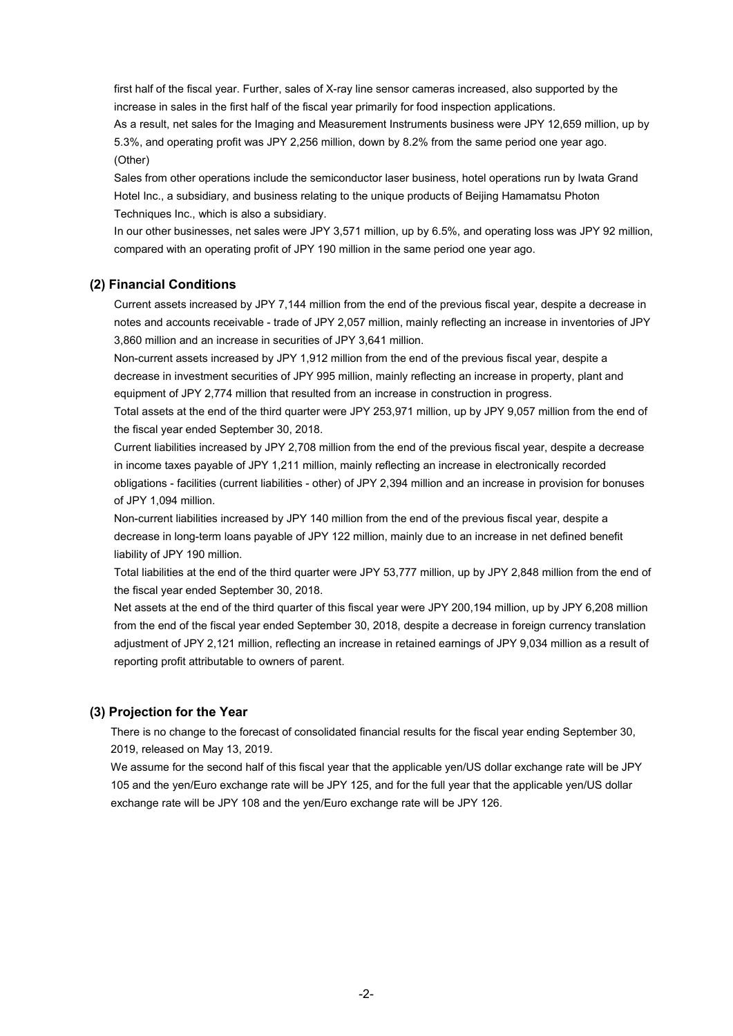first half of the fiscal year. Further, sales of X-ray line sensor cameras increased, also supported by the increase in sales in the first half of the fiscal year primarily for food inspection applications.

As a result, net sales for the Imaging and Measurement Instruments business were JPY 12,659 million, up by 5.3%, and operating profit was JPY 2,256 million, down by 8.2% from the same period one year ago.

(Other)

Sales from other operations include the semiconductor laser business, hotel operations run by Iwata Grand Hotel Inc., a subsidiary, and business relating to the unique products of Beijing Hamamatsu Photon Techniques Inc., which is also a subsidiary.

In our other businesses, net sales were JPY 3,571 million, up by 6.5%, and operating loss was JPY 92 million, compared with an operating profit of JPY 190 million in the same period one year ago.

### (2) Financial Conditions

Current assets increased by JPY 7,144 million from the end of the previous fiscal year, despite a decrease in notes and accounts receivable - trade of JPY 2,057 million, mainly reflecting an increase in inventories of JPY 3,860 million and an increase in securities of JPY 3,641 million.

Non-current assets increased by JPY 1,912 million from the end of the previous fiscal year, despite a decrease in investment securities of JPY 995 million, mainly reflecting an increase in property, plant and equipment of JPY 2,774 million that resulted from an increase in construction in progress.

Total assets at the end of the third quarter were JPY 253,971 million, up by JPY 9,057 million from the end of the fiscal year ended September 30, 2018.

Current liabilities increased by JPY 2,708 million from the end of the previous fiscal year, despite a decrease in income taxes payable of JPY 1,211 million, mainly reflecting an increase in electronically recorded obligations - facilities (current liabilities - other) of JPY 2,394 million and an increase in provision for bonuses of JPY 1,094 million.

Non-current liabilities increased by JPY 140 million from the end of the previous fiscal year, despite a decrease in long-term loans payable of JPY 122 million, mainly due to an increase in net defined benefit liability of JPY 190 million.

Total liabilities at the end of the third quarter were JPY 53,777 million, up by JPY 2,848 million from the end of the fiscal year ended September 30, 2018.

Net assets at the end of the third quarter of this fiscal year were JPY 200,194 million, up by JPY 6,208 million from the end of the fiscal year ended September 30, 2018, despite a decrease in foreign currency translation adjustment of JPY 2,121 million, reflecting an increase in retained earnings of JPY 9,034 million as a result of reporting profit attributable to owners of parent.

### (3) Projection for the Year

There is no change to the forecast of consolidated financial results for the fiscal year ending September 30, 2019, released on May 13, 2019.

We assume for the second half of this fiscal year that the applicable yen/US dollar exchange rate will be JPY 105 and the yen/Euro exchange rate will be JPY 125, and for the full year that the applicable yen/US dollar exchange rate will be JPY 108 and the yen/Euro exchange rate will be JPY 126.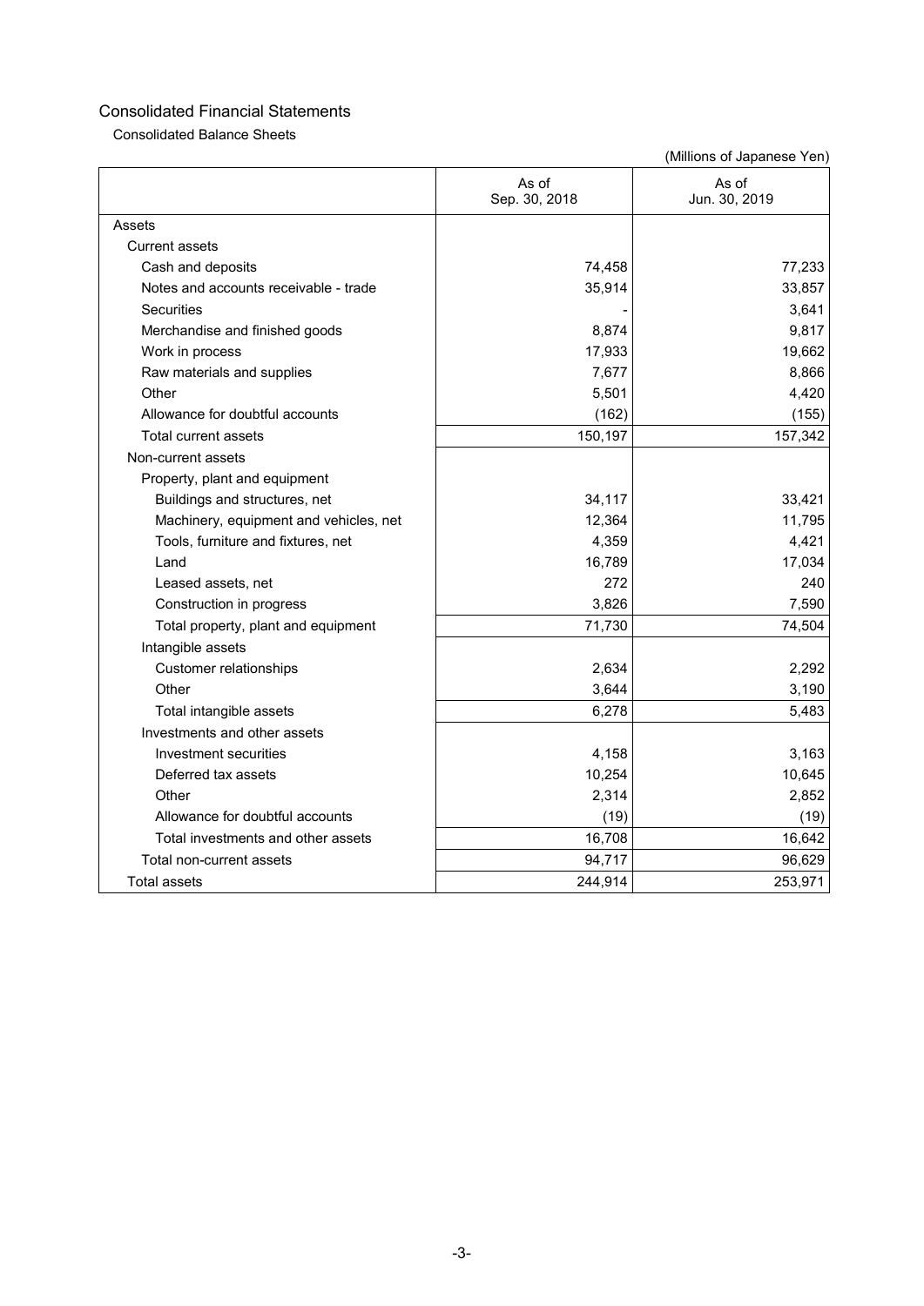# Consolidated Financial Statements

## Consolidated Balance Sheets

(Millions of Japanese Yen)

| | As of Sep. 30, 2018 | As of Jun. 30, 2019 |
|---|---|---|
| Assets | | |
| Current assets | | |
| Cash and deposits | 74,458 | 77,233 |
| Notes and accounts receivable - trade | 35,914 | 33,857 |
| Securities | - | 3,641 |
| Merchandise and finished goods | 8,874 | 9,817 |
| Work in process | 17,933 | 19,662 |
| Raw materials and supplies | 7,677 | 8,866 |
| Other | 5,501 | 4,420 |
| Allowance for doubtful accounts | (162) | (155) |
| Total current assets | 150,197 | 157,342 |
| Non-current assets | | |
| Property, plant and equipment | | |
| Buildings and structures, net | 34,117 | 33,421 |
| Machinery, equipment and vehicles, net | 12,364 | 11,795 |
| Tools, furniture and fixtures, net | 4,359 | 4,421 |
| Land | 16,789 | 17,034 |
| Leased assets, net | 272 | 240 |
| Construction in progress | 3,826 | 7,590 |
| Total property, plant and equipment | 71,730 | 74,504 |
| Intangible assets | | |
| Customer relationships | 2,634 | 2,292 |
| Other | 3,644 | 3,190 |
| Total intangible assets | 6,278 | 5,483 |
| Investments and other assets | | |
| Investment securities | 4,158 | 3,163 |
| Deferred tax assets | 10,254 | 10,645 |
| Other | 2,314 | 2,852 |
| Allowance for doubtful accounts | (19) | (19) |
| Total investments and other assets | 16,708 | 16,642 |
| Total non-current assets | 94,717 | 96,629 |
| Total assets | 244,914 | 253,971 |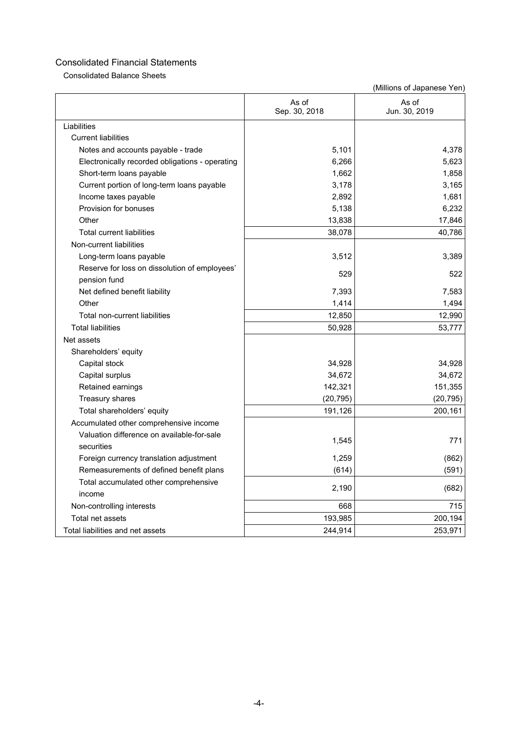## Consolidated Financial Statements

### Consolidated Balance Sheets

(Millions of Japanese Yen)

| | As of Sep. 30, 2018 | As of Jun. 30, 2019 |
|---|---|---|
| Liabilities | | |
| Current liabilities | | |
| Notes and accounts payable - trade | 5,101 | 4,378 |
| Electronically recorded obligations - operating | 6,266 | 5,623 |
| Short-term loans payable | 1,662 | 1,858 |
| Current portion of long-term loans payable | 3,178 | 3,165 |
| Income taxes payable | 2,892 | 1,681 |
| Provision for bonuses | 5,138 | 6,232 |
| Other | 13,838 | 17,846 |
| Total current liabilities | 38,078 | 40,786 |
| Non-current liabilities | | |
| Long-term loans payable | 3,512 | 3,389 |
| Reserve for loss on dissolution of employees' pension fund | 529 | 522 |
| Net defined benefit liability | 7,393 | 7,583 |
| Other | 1,414 | 1,494 |
| Total non-current liabilities | 12,850 | 12,990 |
| Total liabilities | 50,928 | 53,777 |
| Net assets | | |
| Shareholders' equity | | |
| Capital stock | 34,928 | 34,928 |
| Capital surplus | 34,672 | 34,672 |
| Retained earnings | 142,321 | 151,355 |
| Treasury shares | (20,795) | (20,795) |
| Total shareholders' equity | 191,126 | 200,161 |
| Accumulated other comprehensive income | | |
| Valuation difference on available-for-sale securities | 1,545 | 771 |
| Foreign currency translation adjustment | 1,259 | (862) |
| Remeasurements of defined benefit plans | (614) | (591) |
| Total accumulated other comprehensive income | 2,190 | (682) |
| Non-controlling interests | 668 | 715 |
| Total net assets | 193,985 | 200,194 |
| Total liabilities and net assets | 244,914 | 253,971 |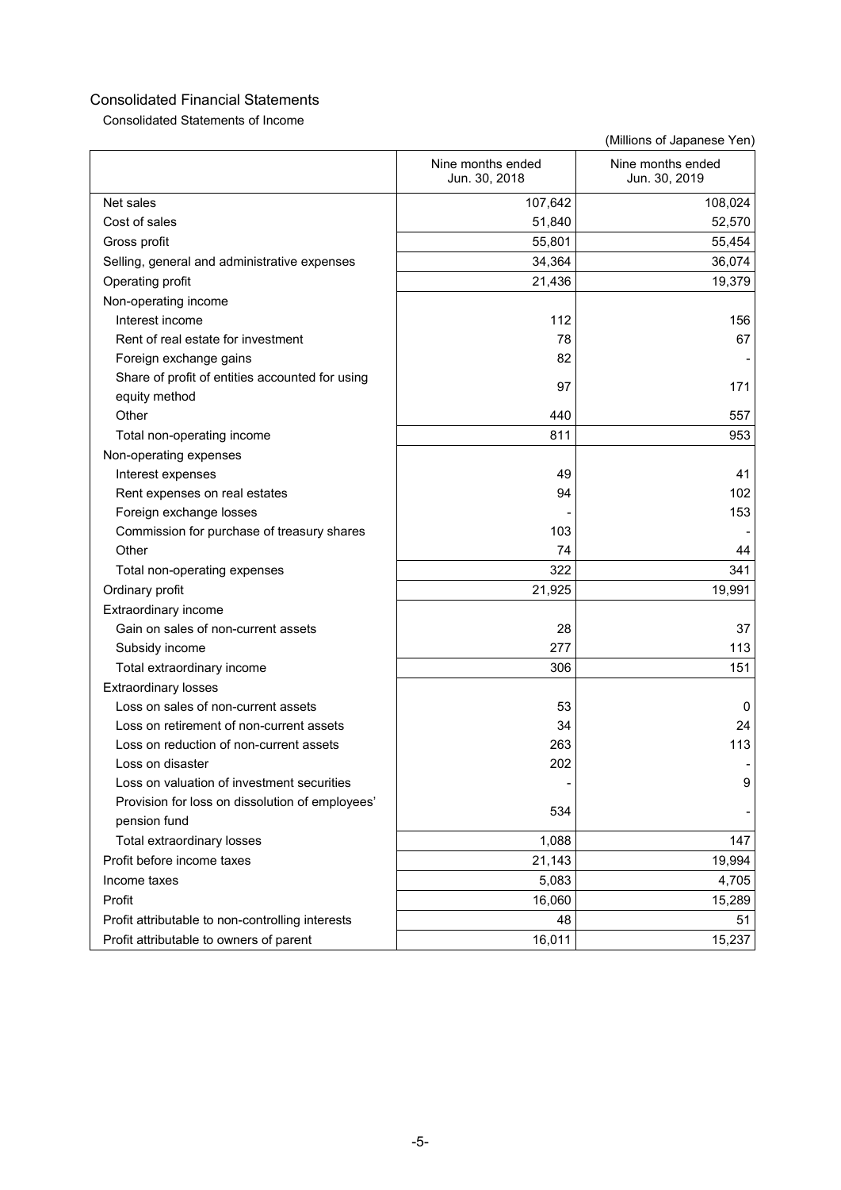## Consolidated Financial Statements

### Consolidated Statements of Income

(Millions of Japanese Yen)

| | Nine months ended Jun. 30, 2018 | Nine months ended Jun. 30, 2019 |
|---|---|---|
| Net sales | 107,642 | 108,024 |
| Cost of sales | 51,840 | 52,570 |
| Gross profit | 55,801 | 55,454 |
| Selling, general and administrative expenses | 34,364 | 36,074 |
| Operating profit | 21,436 | 19,379 |
| Non-operating income | | |
| Interest income | 112 | 156 |
| Rent of real estate for investment | 78 | 67 |
| Foreign exchange gains | 82 | - |
| Share of profit of entities accounted for using equity method | 97 | 171 |
| Other | 440 | 557 |
| Total non-operating income | 811 | 953 |
| Non-operating expenses | | |
| Interest expenses | 49 | 41 |
| Rent expenses on real estates | 94 | 102 |
| Foreign exchange losses | - | 153 |
| Commission for purchase of treasury shares | 103 | - |
| Other | 74 | 44 |
| Total non-operating expenses | 322 | 341 |
| Ordinary profit | 21,925 | 19,991 |
| Extraordinary income | | |
| Gain on sales of non-current assets | 28 | 37 |
| Subsidy income | 277 | 113 |
| Total extraordinary income | 306 | 151 |
| Extraordinary losses | | |
| Loss on sales of non-current assets | 53 | 0 |
| Loss on retirement of non-current assets | 34 | 24 |
| Loss on reduction of non-current assets | 263 | 113 |
| Loss on disaster | 202 | - |
| Loss on valuation of investment securities | - | 9 |
| Provision for loss on dissolution of employees' pension fund | 534 | - |
| Total extraordinary losses | 1,088 | 147 |
| Profit before income taxes | 21,143 | 19,994 |
| Income taxes | 5,083 | 4,705 |
| Profit | 16,060 | 15,289 |
| Profit attributable to non-controlling interests | 48 | 51 |
| Profit attributable to owners of parent | 16,011 | 15,237 |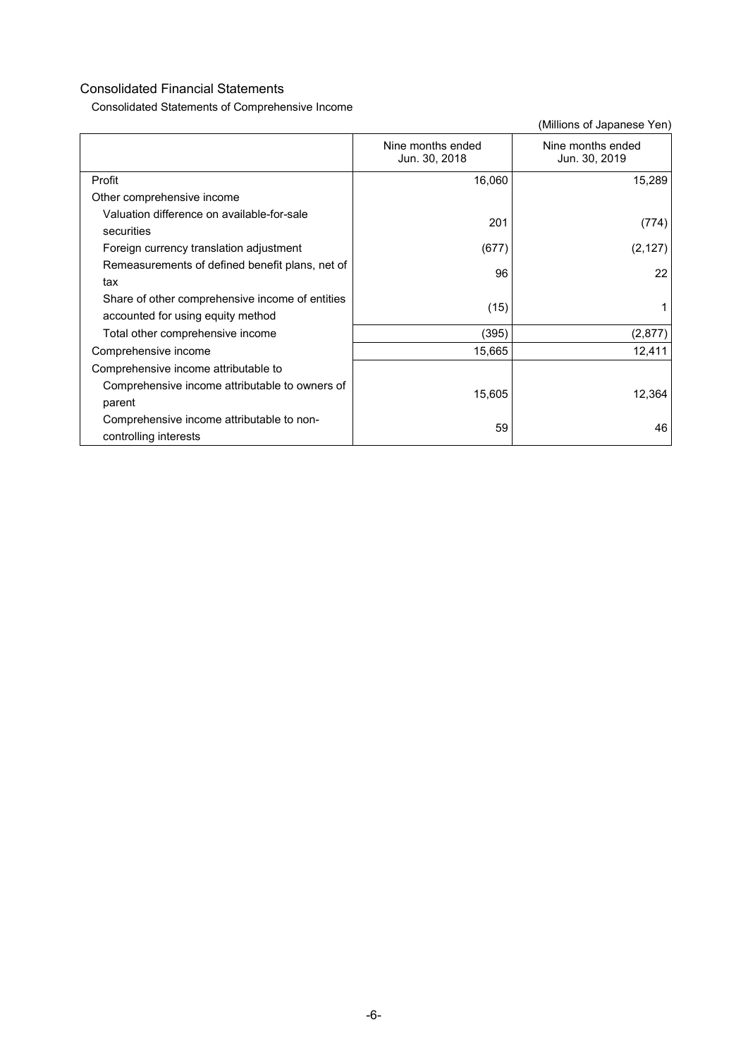## Consolidated Financial Statements

### Consolidated Statements of Comprehensive Income

(Millions of Japanese Yen)

| | Nine months ended Jun. 30, 2018 | Nine months ended Jun. 30, 2019 |
|---|---|---|
| Profit | 16,060 | 15,289 |
| Other comprehensive income | | |
| Valuation difference on available-for-sale securities | 201 | (774) |
| Foreign currency translation adjustment | (677) | (2,127) |
| Remeasurements of defined benefit plans, net of tax | 96 | 22 |
| Share of other comprehensive income of entities accounted for using equity method | (15) | 1 |
| Total other comprehensive income | (395) | (2,877) |
| Comprehensive income | 15,665 | 12,411 |
| Comprehensive income attributable to | | |
| Comprehensive income attributable to owners of parent | 15,605 | 12,364 |
| Comprehensive income attributable to non-controlling interests | 59 | 46 |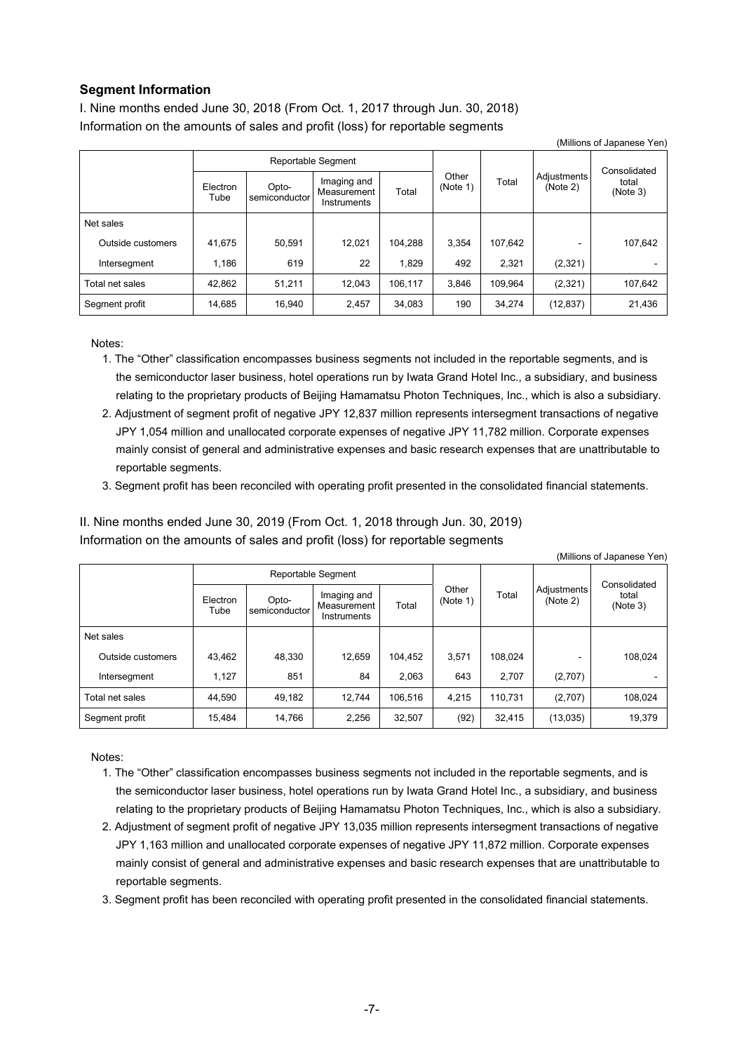## Segment Information

I. Nine months ended June 30, 2018 (From Oct. 1, 2017 through Jun. 30, 2018)
Information on the amounts of sales and profit (loss) for reportable segments

(Millions of Japanese Yen)

| | Reportable Segment | | | | Other (Note 1) | Total | Adjustments (Note 2) | Consolidated total (Note 3) |
|---|---|---|---|---|---|---|---|---|
| | Electron Tube | Opto-semiconductor | Imaging and Measurement Instruments | Total | | | | |
| Net sales | | | | | | | | |
| Outside customers | 41,675 | 50,591 | 12,021 | 104,288 | 3,354 | 107,642 | - | 107,642 |
| Intersegment | 1,186 | 619 | 22 | 1,829 | 492 | 2,321 | (2,321) | - |
| Total net sales | 42,862 | 51,211 | 12,043 | 106,117 | 3,846 | 109,964 | (2,321) | 107,642 |
| Segment profit | 14,685 | 16,940 | 2,457 | 34,083 | 190 | 34,274 | (12,837) | 21,436 |

Notes:

1. The "Other" classification encompasses business segments not included in the reportable segments, and is the semiconductor laser business, hotel operations run by Iwata Grand Hotel Inc., a subsidiary, and business relating to the proprietary products of Beijing Hamamatsu Photon Techniques, Inc., which is also a subsidiary.
2. Adjustment of segment profit of negative JPY 12,837 million represents intersegment transactions of negative JPY 1,054 million and unallocated corporate expenses of negative JPY 11,782 million. Corporate expenses mainly consist of general and administrative expenses and basic research expenses that are unattributable to reportable segments.
3. Segment profit has been reconciled with operating profit presented in the consolidated financial statements.

II. Nine months ended June 30, 2019 (From Oct. 1, 2018 through Jun. 30, 2019)
Information on the amounts of sales and profit (loss) for reportable segments

(Millions of Japanese Yen)

| | Reportable Segment | | | | Other (Note 1) | Total | Adjustments (Note 2) | Consolidated total (Note 3) |
|---|---|---|---|---|---|---|---|---|
| | Electron Tube | Opto-semiconductor | Imaging and Measurement Instruments | Total | | | | |
| Net sales | | | | | | | | |
| Outside customers | 43,462 | 48,330 | 12,659 | 104,452 | 3,571 | 108,024 | - | 108,024 |
| Intersegment | 1,127 | 851 | 84 | 2,063 | 643 | 2,707 | (2,707) | - |
| Total net sales | 44,590 | 49,182 | 12,744 | 106,516 | 4,215 | 110,731 | (2,707) | 108,024 |
| Segment profit | 15,484 | 14,766 | 2,256 | 32,507 | (92) | 32,415 | (13,035) | 19,379 |

Notes:

1. The "Other" classification encompasses business segments not included in the reportable segments, and is the semiconductor laser business, hotel operations run by Iwata Grand Hotel Inc., a subsidiary, and business relating to the proprietary products of Beijing Hamamatsu Photon Techniques, Inc., which is also a subsidiary.
2. Adjustment of segment profit of negative JPY 13,035 million represents intersegment transactions of negative JPY 1,163 million and unallocated corporate expenses of negative JPY 11,872 million. Corporate expenses mainly consist of general and administrative expenses and basic research expenses that are unattributable to reportable segments.
3. Segment profit has been reconciled with operating profit presented in the consolidated financial statements.